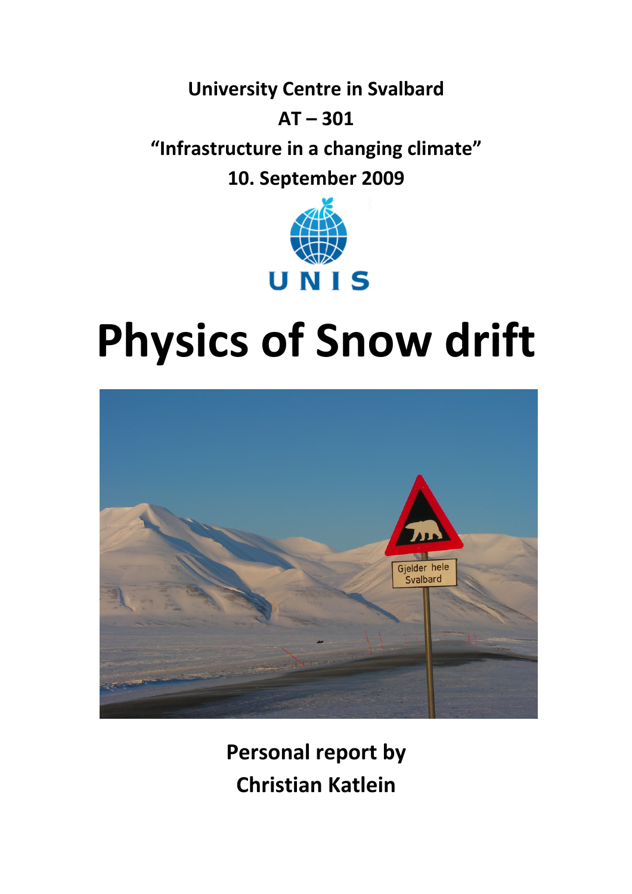**University Centre in Svalbard**

**AT – 301**

**“Infrastructure in a changing climate”**

**10. September 2009**

UNIS

# Physics of Snow drift

**Personal report by**

**Christian Katlein**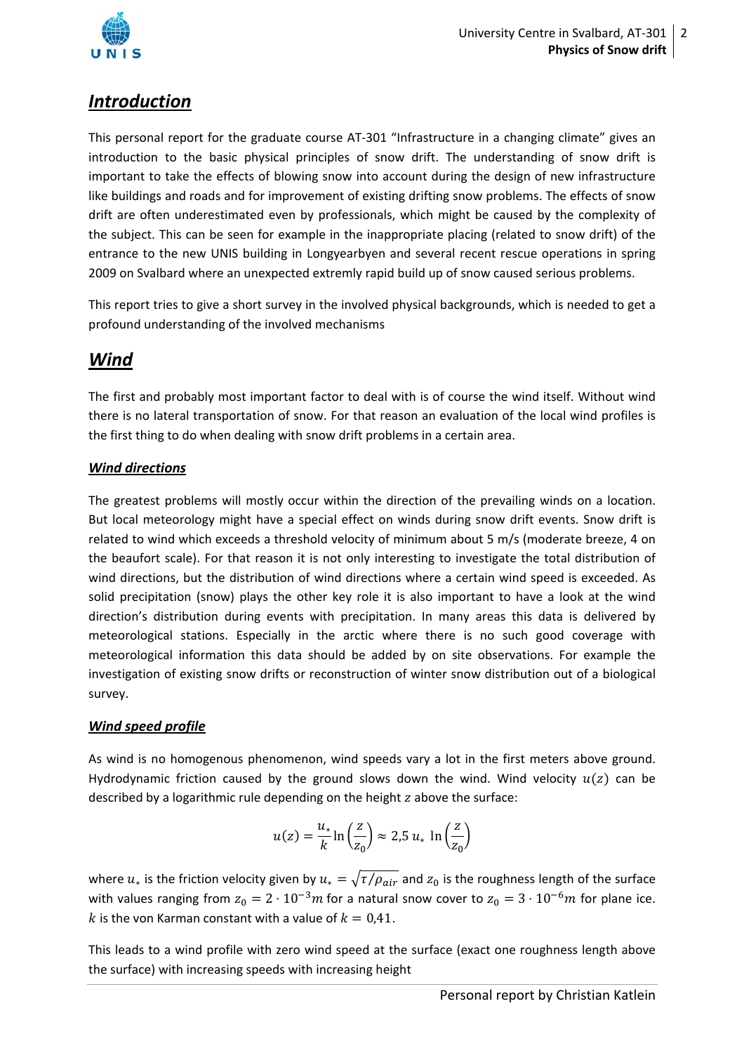# *Introduction*

This personal report for the graduate course AT-301 "Infrastructure in a changing climate" gives an introduction to the basic physical principles of snow drift. The understanding of snow drift is important to take the effects of blowing snow into account during the design of new infrastructure like buildings and roads and for improvement of existing drifting snow problems. The effects of snow drift are often underestimated even by professionals, which might be caused by the complexity of the subject. This can be seen for example in the inappropriate placing (related to snow drift) of the entrance to the new UNIS building in Longyearbyen and several recent rescue operations in spring 2009 on Svalbard where an unexpected extremly rapid build up of snow caused serious problems.

This report tries to give a short survey in the involved physical backgrounds, which is needed to get a profound understanding of the involved mechanisms

# *Wind*

The first and probably most important factor to deal with is of course the wind itself. Without wind there is no lateral transportation of snow. For that reason an evaluation of the local wind profiles is the first thing to do when dealing with snow drift problems in a certain area.

## *Wind directions*

The greatest problems will mostly occur within the direction of the prevailing winds on a location. But local meteorology might have a special effect on winds during snow drift events. Snow drift is related to wind which exceeds a threshold velocity of minimum about 5 m/s (moderate breeze, 4 on the beaufort scale). For that reason it is not only interesting to investigate the total distribution of wind directions, but the distribution of wind directions where a certain wind speed is exceeded. As solid precipitation (snow) plays the other key role it is also important to have a look at the wind direction's distribution during events with precipitation. In many areas this data is delivered by meteorological stations. Especially in the arctic where there is no such good coverage with meteorological information this data should be added by on site observations. For example the investigation of existing snow drifts or reconstruction of winter snow distribution out of a biological survey.

## *Wind speed profile*

As wind is no homogenous phenomenon, wind speeds vary a lot in the first meters above ground. Hydrodynamic friction caused by the ground slows down the wind. Wind velocity $u(z)$ can be described by a logarithmic rule depending on the height $z$ above the surface:

$$u(z) = \frac{u_*}{k} \ln\left(\frac{z}{z_0}\right) \approx 2{,}5\, u_* \ln\left(\frac{z}{z_0}\right)$$

where $u_*$ is the friction velocity given by $u_* = \sqrt{\tau / \rho_{air}}$ and $z_0$ is the roughness length of the surface with values ranging from $z_0 = 2 \cdot 10^{-3} m$ for a natural snow cover to $z_0 = 3 \cdot 10^{-6} m$ for plane ice. $k$ is the von Karman constant with a value of $k = 0{,}41$.

This leads to a wind profile with zero wind speed at the surface (exact one roughness length above the surface) with increasing speeds with increasing height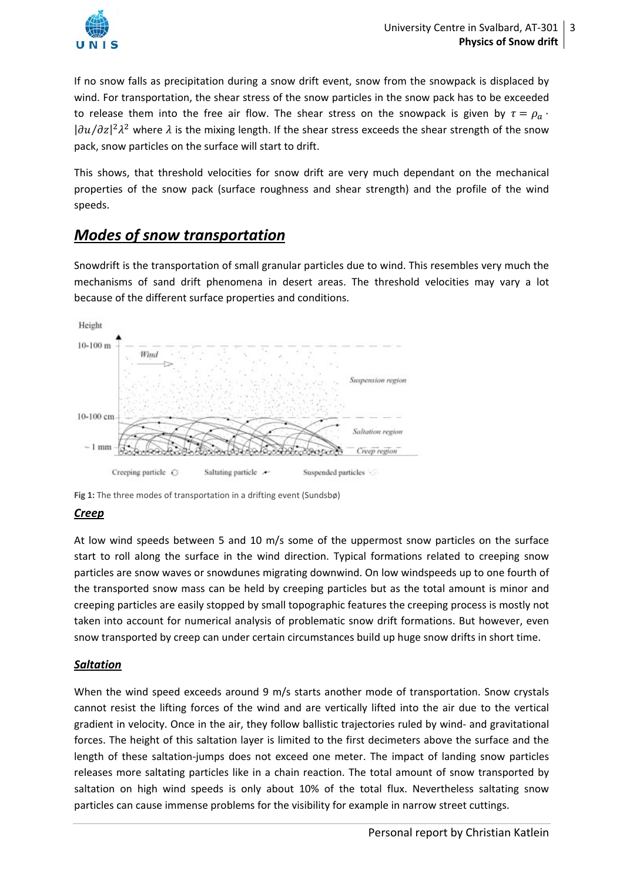If no snow falls as precipitation during a snow drift event, snow from the snowpack is displaced by wind. For transportation, the shear stress of the snow particles in the snow pack has to be exceeded to release them into the free air flow. The shear stress on the snowpack is given by $\tau = \rho_a \cdot |\partial u / \partial z|^2 \lambda^2$ where $\lambda$ is the mixing length. If the shear stress exceeds the shear strength of the snow pack, snow particles on the surface will start to drift.

This shows, that threshold velocities for snow drift are very much dependant on the mechanical properties of the snow pack (surface roughness and shear strength) and the profile of the wind speeds.

## ***Modes of snow transportation***

Snowdrift is the transportation of small granular particles due to wind. This resembles very much the mechanisms of sand drift phenomena in desert areas. The threshold velocities may vary a lot because of the different surface properties and conditions.

**Fig 1:** The three modes of transportation in a drifting event (Sundsbø)

### ***Creep***

At low wind speeds between 5 and 10 m/s some of the uppermost snow particles on the surface start to roll along the surface in the wind direction. Typical formations related to creeping snow particles are snow waves or snowdunes migrating downwind. On low windspeeds up to one fourth of the transported snow mass can be held by creeping particles but as the total amount is minor and creeping particles are easily stopped by small topographic features the creeping process is mostly not taken into account for numerical analysis of problematic snow drift formations. But however, even snow transported by creep can under certain circumstances build up huge snow drifts in short time.

### ***Saltation***

When the wind speed exceeds around 9 m/s starts another mode of transportation. Snow crystals cannot resist the lifting forces of the wind and are vertically lifted into the air due to the vertical gradient in velocity. Once in the air, they follow ballistic trajectories ruled by wind- and gravitational forces. The height of this saltation layer is limited to the first decimeters above the surface and the length of these saltation-jumps does not exceed one meter. The impact of landing snow particles releases more saltating particles like in a chain reaction. The total amount of snow transported by saltation on high wind speeds is only about 10% of the total flux. Nevertheless saltating snow particles can cause immense problems for the visibility for example in narrow street cuttings.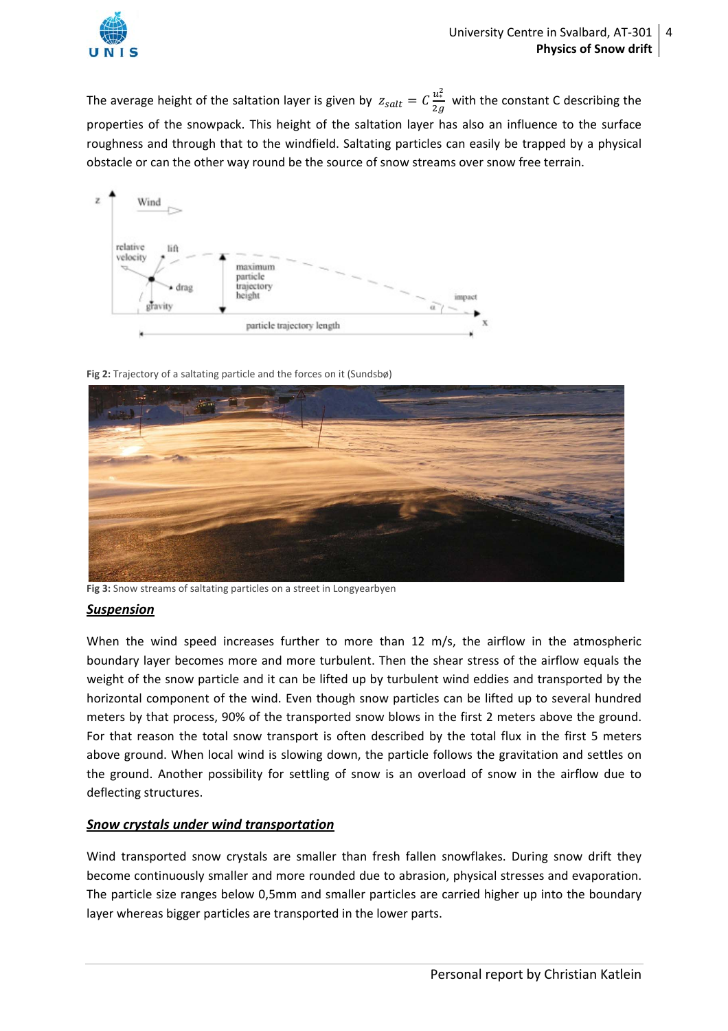The average height of the saltation layer is given by $z_{salt} = C\frac{u_*^2}{2g}$ with the constant C describing the properties of the snowpack. This height of the saltation layer has also an influence to the surface roughness and through that to the windfield. Saltating particles can easily be trapped by a physical obstacle or can the other way round be the source of snow streams over snow free terrain.

**Fig 2:** Trajectory of a saltating particle and the forces on it (Sundsbø)

**Fig 3:** Snow streams of saltating particles on a street in Longyearbyen

## *Suspension*

When the wind speed increases further to more than 12 m/s, the airflow in the atmospheric boundary layer becomes more and more turbulent. Then the shear stress of the airflow equals the weight of the snow particle and it can be lifted up by turbulent wind eddies and transported by the horizontal component of the wind. Even though snow particles can be lifted up to several hundred meters by that process, 90% of the transported snow blows in the first 2 meters above the ground. For that reason the total snow transport is often described by the total flux in the first 5 meters above ground. When local wind is slowing down, the particle follows the gravitation and settles on the ground. Another possibility for settling of snow is an overload of snow in the airflow due to deflecting structures.

## *Snow crystals under wind transportation*

Wind transported snow crystals are smaller than fresh fallen snowflakes. During snow drift they become continuously smaller and more rounded due to abrasion, physical stresses and evaporation. The particle size ranges below 0,5mm and smaller particles are carried higher up into the boundary layer whereas bigger particles are transported in the lower parts.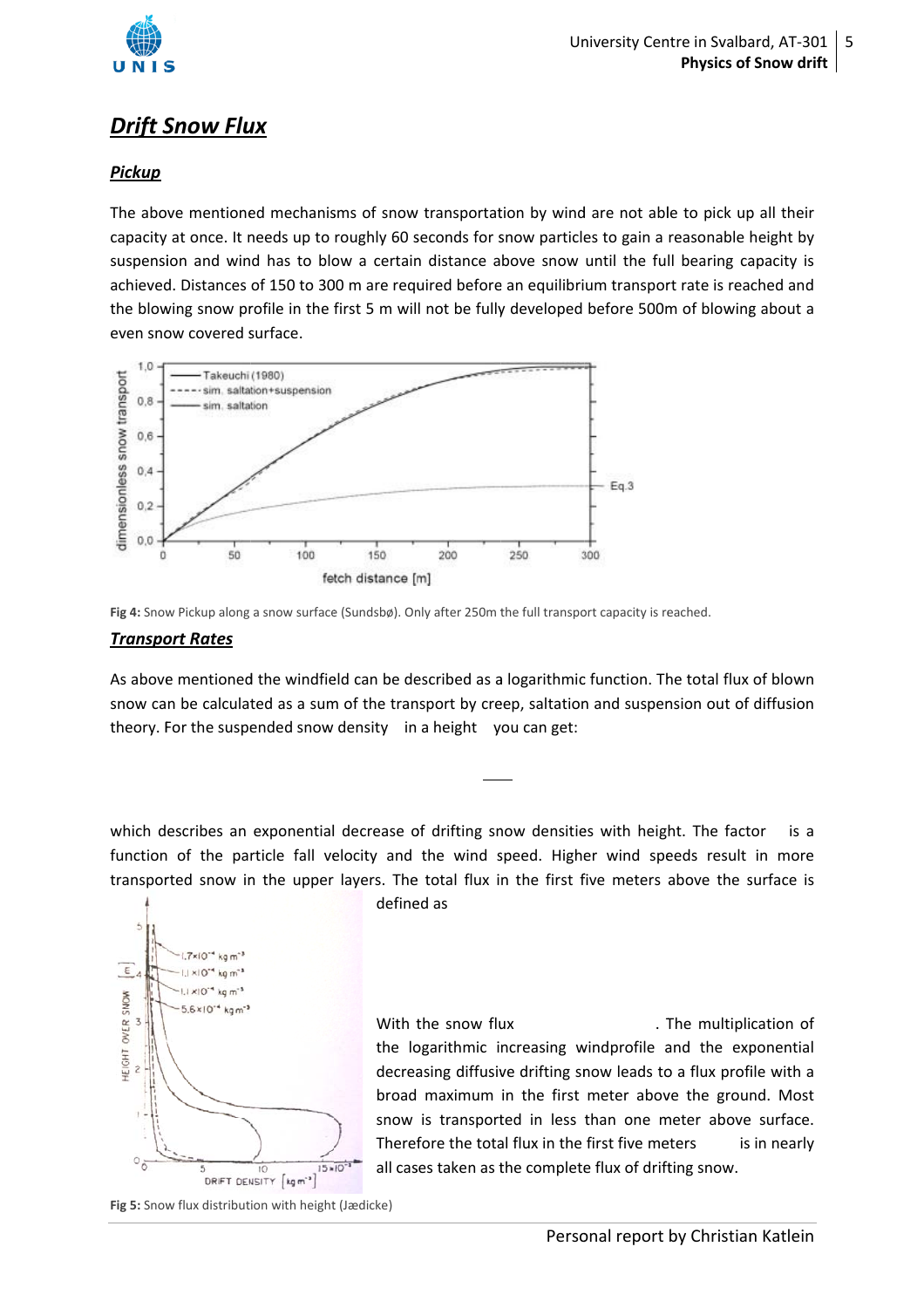## Drift Snow Flux

### Pickup

The above mentioned mechanisms of snow transportation by wind are not able to pick up all their capacity at once. It needs up to roughly 60 seconds for snow particles to gain a reasonable height by suspension and wind has to blow a certain distance above snow until the full bearing capacity is achieved. Distances of 150 to 300 m are required before an equilibrium transport rate is reached and the blowing snow profile in the first 5 m will not be fully developed before 500m of blowing about a even snow covered surface.

Fig 4: Snow Pickup along a snow surface (Sundsbø). Only after 250m the full transport capacity is reached.

### Transport Rates

As above mentioned the windfield can be described as a logarithmic function. The total flux of blown snow can be calculated as a sum of the transport by creep, saltation and suspension out of diffusion theory. For the suspended snow density in a height you can get:

which describes an exponential decrease of drifting snow densities with height. The factor is a function of the particle fall velocity and the wind speed. Higher wind speeds result in more transported snow in the upper layers. The total flux in the first five meters above the surface is defined as

With the snow flux . The multiplication of the logarithmic increasing windprofile and the exponential decreasing diffusive drifting snow leads to a flux profile with a broad maximum in the first meter above the ground. Most snow is transported in less than one meter above surface. Therefore the total flux in the first five meters is in nearly all cases taken as the complete flux of drifting snow.

Fig 5: Snow flux distribution with height (Jædicke)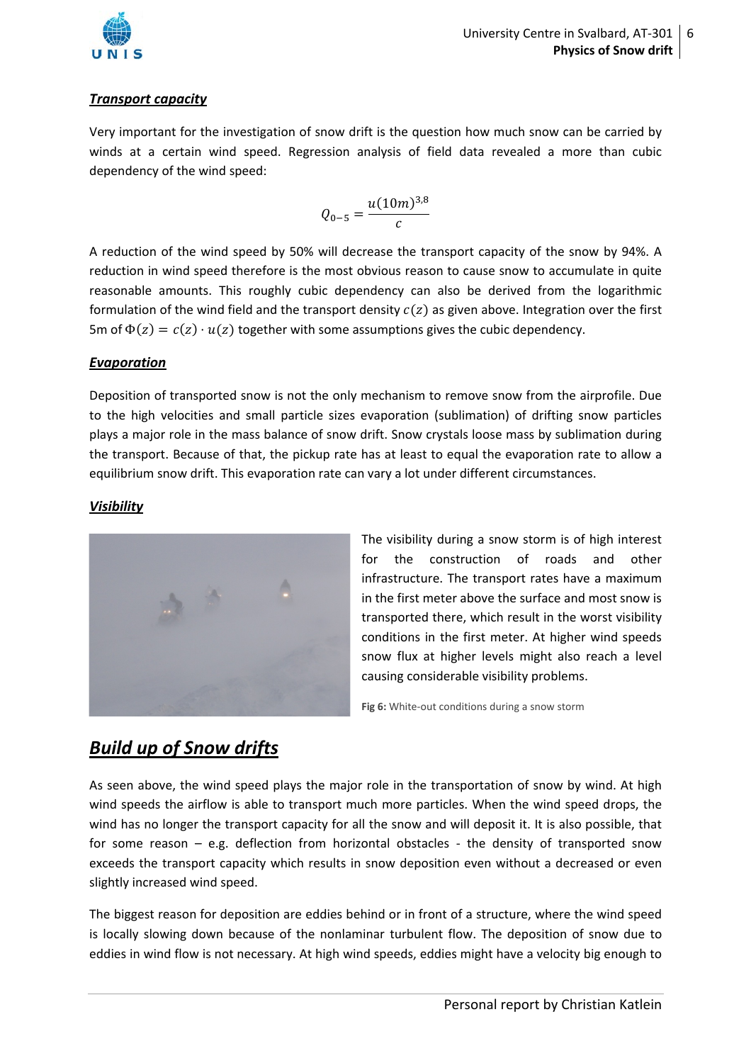***Transport capacity***

Very important for the investigation of snow drift is the question how much snow can be carried by winds at a certain wind speed. Regression analysis of field data revealed a more than cubic dependency of the wind speed:

$$Q_{0-5} = \frac{u(10m)^{3,8}}{c}$$

A reduction of the wind speed by 50% will decrease the transport capacity of the snow by 94%. A reduction in wind speed therefore is the most obvious reason to cause snow to accumulate in quite reasonable amounts. This roughly cubic dependency can also be derived from the logarithmic formulation of the wind field and the transport density $c(z)$ as given above. Integration over the first 5m of $\Phi(z) = c(z) \cdot u(z)$ together with some assumptions gives the cubic dependency.

***Evaporation***

Deposition of transported snow is not the only mechanism to remove snow from the airprofile. Due to the high velocities and small particle sizes evaporation (sublimation) of drifting snow particles plays a major role in the mass balance of snow drift. Snow crystals loose mass by sublimation during the transport. Because of that, the pickup rate has at least to equal the evaporation rate to allow a equilibrium snow drift. This evaporation rate can vary a lot under different circumstances.

***Visibility***

The visibility during a snow storm is of high interest for the construction of roads and other infrastructure. The transport rates have a maximum in the first meter above the surface and most snow is transported there, which result in the worst visibility conditions in the first meter. At higher wind speeds snow flux at higher levels might also reach a level causing considerable visibility problems.

**Fig 6:** White-out conditions during a snow storm

# ***Build up of Snow drifts***

As seen above, the wind speed plays the major role in the transportation of snow by wind. At high wind speeds the airflow is able to transport much more particles. When the wind speed drops, the wind has no longer the transport capacity for all the snow and will deposit it. It is also possible, that for some reason – e.g. deflection from horizontal obstacles - the density of transported snow exceeds the transport capacity which results in snow deposition even without a decreased or even slightly increased wind speed.

The biggest reason for deposition are eddies behind or in front of a structure, where the wind speed is locally slowing down because of the nonlaminar turbulent flow. The deposition of snow due to eddies in wind flow is not necessary. At high wind speeds, eddies might have a velocity big enough to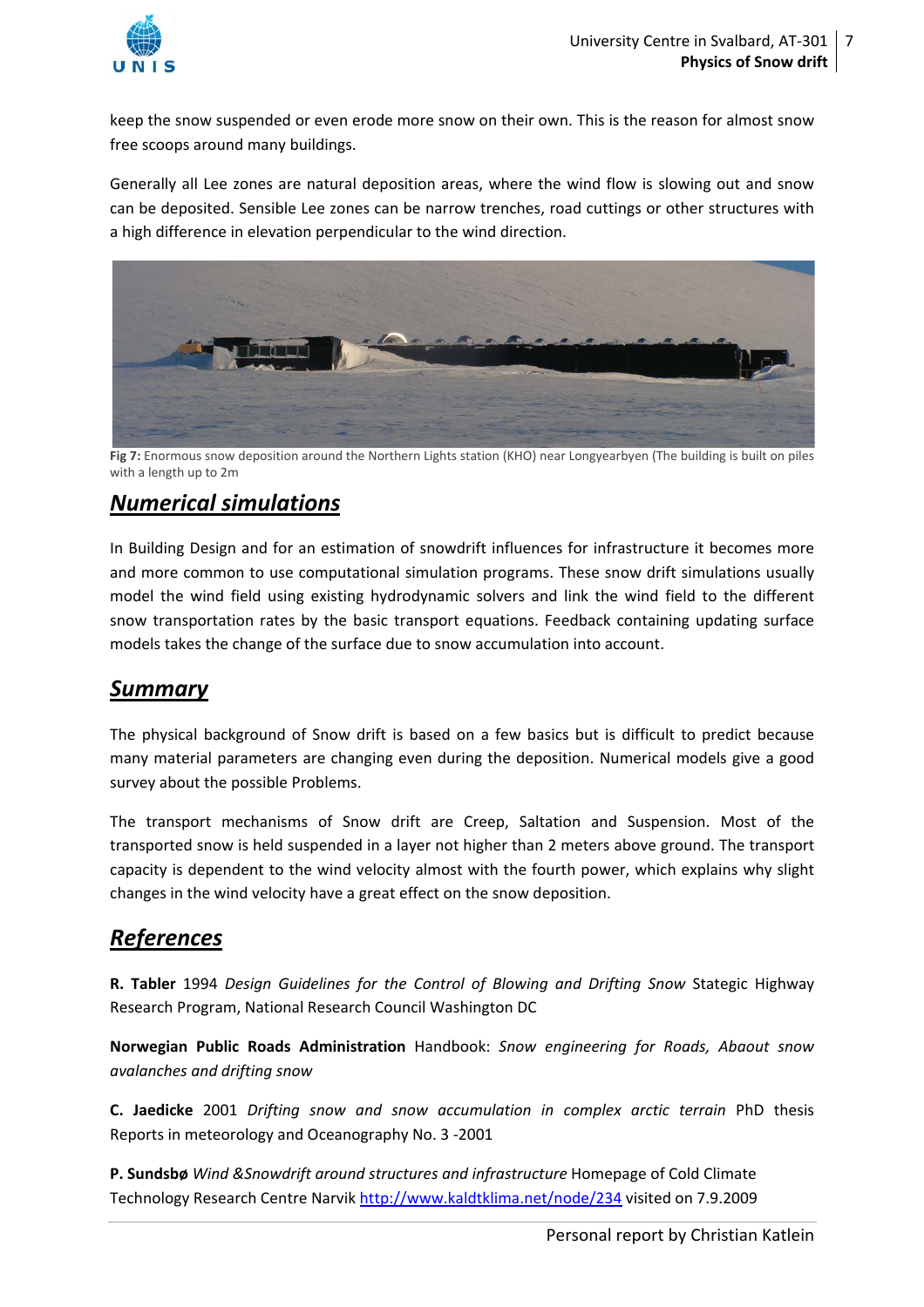keep the snow suspended or even erode more snow on their own. This is the reason for almost snow free scoops around many buildings.

Generally all Lee zones are natural deposition areas, where the wind flow is slowing out and snow can be deposited. Sensible Lee zones can be narrow trenches, road cuttings or other structures with a high difference in elevation perpendicular to the wind direction.

**Fig 7:** Enormous snow deposition around the Northern Lights station (KHO) near Longyearbyen (The building is built on piles with a length up to 2m

## Numerical simulations

In Building Design and for an estimation of snowdrift influences for infrastructure it becomes more and more common to use computational simulation programs. These snow drift simulations usually model the wind field using existing hydrodynamic solvers and link the wind field to the different snow transportation rates by the basic transport equations. Feedback containing updating surface models takes the change of the surface due to snow accumulation into account.

## Summary

The physical background of Snow drift is based on a few basics but is difficult to predict because many material parameters are changing even during the deposition. Numerical models give a good survey about the possible Problems.

The transport mechanisms of Snow drift are Creep, Saltation and Suspension. Most of the transported snow is held suspended in a layer not higher than 2 meters above ground. The transport capacity is dependent to the wind velocity almost with the fourth power, which explains why slight changes in the wind velocity have a great effect on the snow deposition.

## References

**R. Tabler** 1994 *Design Guidelines for the Control of Blowing and Drifting Snow* Stategic Highway Research Program, National Research Council Washington DC

**Norwegian Public Roads Administration** Handbook: *Snow engineering for Roads, Abaout snow avalanches and drifting snow*

**C. Jaedicke** 2001 *Drifting snow and snow accumulation in complex arctic terrain* PhD thesis Reports in meteorology and Oceanography No. 3 -2001

**P. Sundsbø** *Wind &Snowdrift around structures and infrastructure* Homepage of Cold Climate Technology Research Centre Narvik http://www.kaldtklima.net/node/234 visited on 7.9.2009